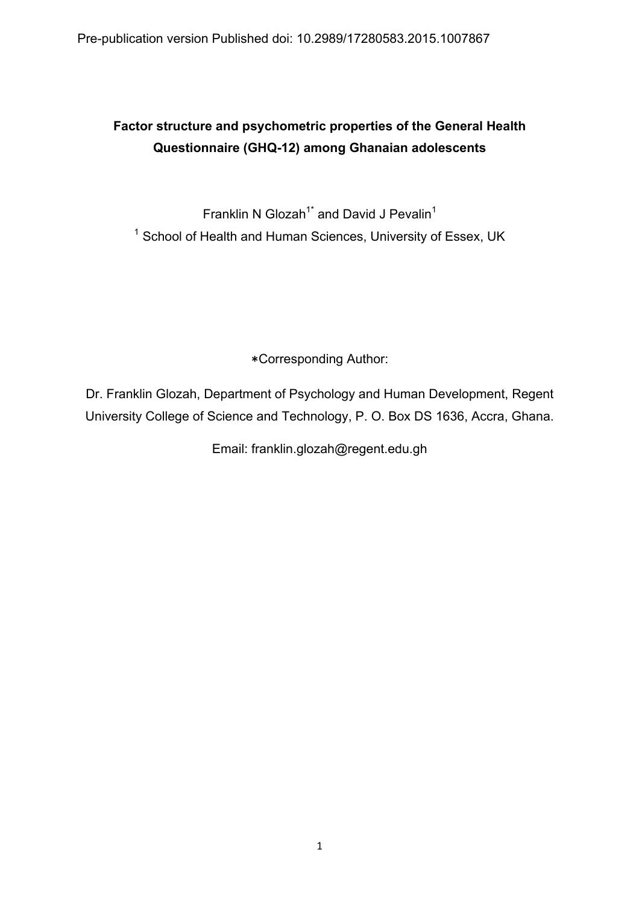Pre-publication version Published doi: 10.2989/17280583.2015.1007867

# Factor structure and psychometric properties of the General Health Questionnaire (GHQ-12) among Ghanaian adolescents

Franklin N Glozah[1*] and David J Pevalin[1]

[1] School of Health and Human Sciences, University of Essex, UK

∗Corresponding Author:

Dr. Franklin Glozah, Department of Psychology and Human Development, Regent University College of Science and Technology, P. O. Box DS 1636, Accra, Ghana.

Email: franklin.glozah@regent.edu.gh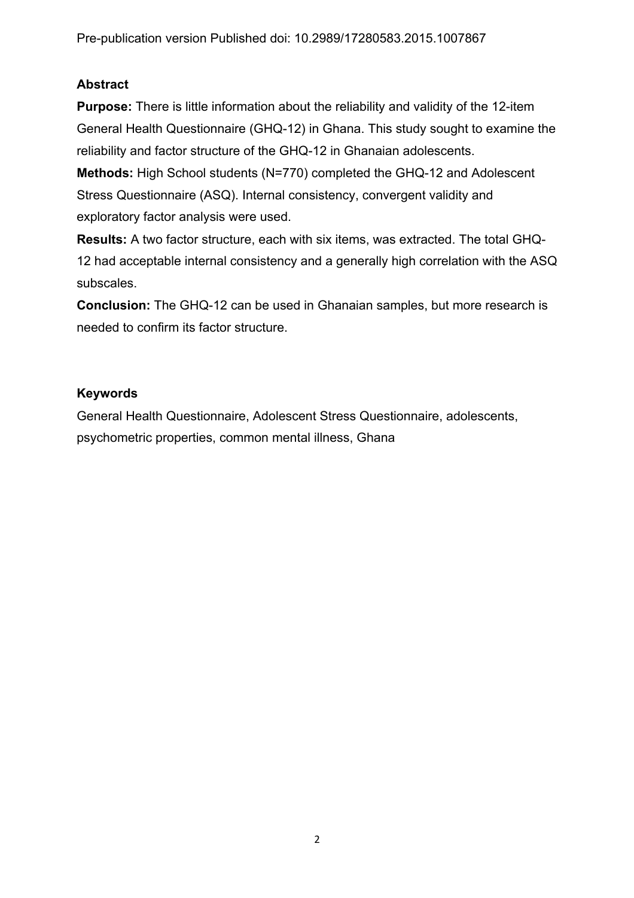## Abstract

**Purpose:** There is little information about the reliability and validity of the 12-item General Health Questionnaire (GHQ-12) in Ghana. This study sought to examine the reliability and factor structure of the GHQ-12 in Ghanaian adolescents.

**Methods:** High School students (N=770) completed the GHQ-12 and Adolescent Stress Questionnaire (ASQ). Internal consistency, convergent validity and exploratory factor analysis were used.

**Results:** A two factor structure, each with six items, was extracted. The total GHQ-12 had acceptable internal consistency and a generally high correlation with the ASQ subscales.

**Conclusion:** The GHQ-12 can be used in Ghanaian samples, but more research is needed to confirm its factor structure.

## Keywords

General Health Questionnaire, Adolescent Stress Questionnaire, adolescents, psychometric properties, common mental illness, Ghana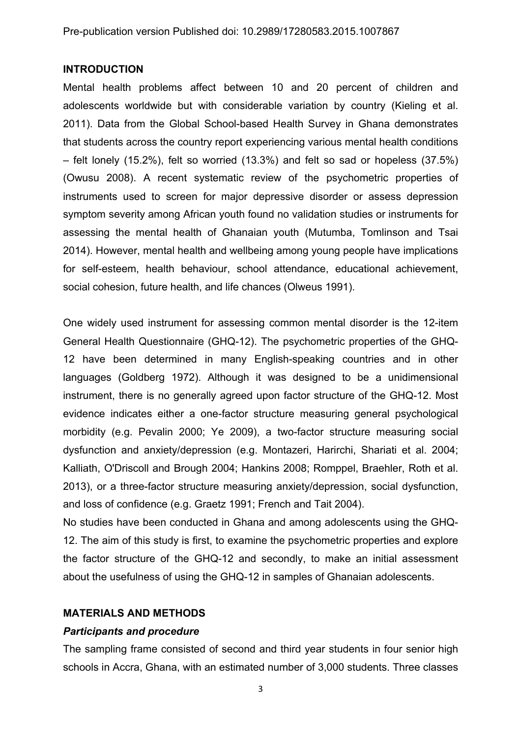## INTRODUCTION

Mental health problems affect between 10 and 20 percent of children and adolescents worldwide but with considerable variation by country (Kieling et al. 2011). Data from the Global School-based Health Survey in Ghana demonstrates that students across the country report experiencing various mental health conditions – felt lonely (15.2%), felt so worried (13.3%) and felt so sad or hopeless (37.5%) (Owusu 2008). A recent systematic review of the psychometric properties of instruments used to screen for major depressive disorder or assess depression symptom severity among African youth found no validation studies or instruments for assessing the mental health of Ghanaian youth (Mutumba, Tomlinson and Tsai 2014). However, mental health and wellbeing among young people have implications for self-esteem, health behaviour, school attendance, educational achievement, social cohesion, future health, and life chances (Olweus 1991).

One widely used instrument for assessing common mental disorder is the 12-item General Health Questionnaire (GHQ-12). The psychometric properties of the GHQ-12 have been determined in many English-speaking countries and in other languages (Goldberg 1972). Although it was designed to be a unidimensional instrument, there is no generally agreed upon factor structure of the GHQ-12. Most evidence indicates either a one-factor structure measuring general psychological morbidity (e.g. Pevalin 2000; Ye 2009), a two-factor structure measuring social dysfunction and anxiety/depression (e.g. Montazeri, Harirchi, Shariati et al. 2004; Kalliath, O'Driscoll and Brough 2004; Hankins 2008; Romppel, Braehler, Roth et al. 2013), or a three-factor structure measuring anxiety/depression, social dysfunction, and loss of confidence (e.g. Graetz 1991; French and Tait 2004).

No studies have been conducted in Ghana and among adolescents using the GHQ-12. The aim of this study is first, to examine the psychometric properties and explore the factor structure of the GHQ-12 and secondly, to make an initial assessment about the usefulness of using the GHQ-12 in samples of Ghanaian adolescents.

## MATERIALS AND METHODS

### *Participants and procedure*

The sampling frame consisted of second and third year students in four senior high schools in Accra, Ghana, with an estimated number of 3,000 students. Three classes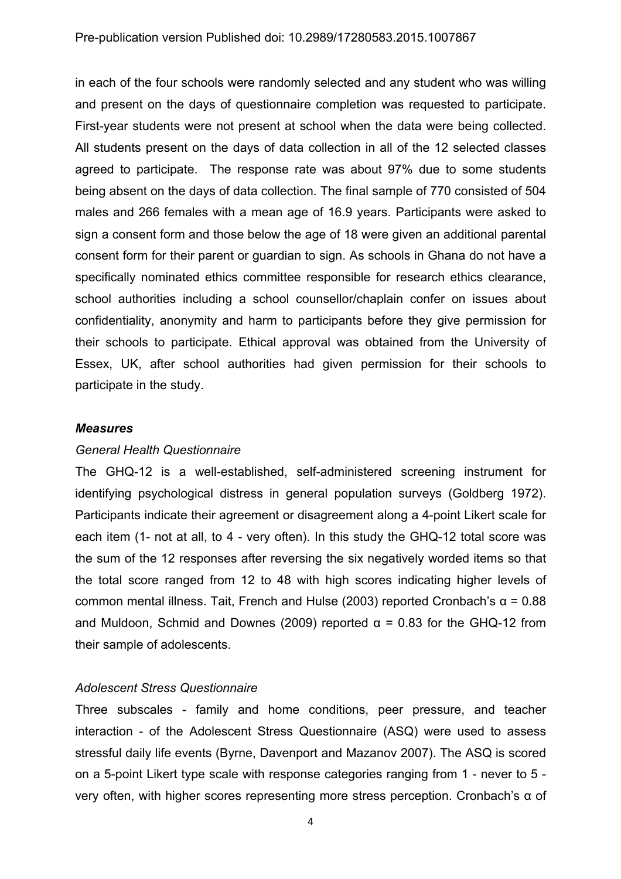in each of the four schools were randomly selected and any student who was willing and present on the days of questionnaire completion was requested to participate. First-year students were not present at school when the data were being collected. All students present on the days of data collection in all of the 12 selected classes agreed to participate. The response rate was about 97% due to some students being absent on the days of data collection. The final sample of 770 consisted of 504 males and 266 females with a mean age of 16.9 years. Participants were asked to sign a consent form and those below the age of 18 were given an additional parental consent form for their parent or guardian to sign. As schools in Ghana do not have a specifically nominated ethics committee responsible for research ethics clearance, school authorities including a school counsellor/chaplain confer on issues about confidentiality, anonymity and harm to participants before they give permission for their schools to participate. Ethical approval was obtained from the University of Essex, UK, after school authorities had given permission for their schools to participate in the study.

### ***Measures***

#### *General Health Questionnaire*

The GHQ-12 is a well-established, self-administered screening instrument for identifying psychological distress in general population surveys (Goldberg 1972). Participants indicate their agreement or disagreement along a 4-point Likert scale for each item (1- not at all, to 4 - very often). In this study the GHQ-12 total score was the sum of the 12 responses after reversing the six negatively worded items so that the total score ranged from 12 to 48 with high scores indicating higher levels of common mental illness. Tait, French and Hulse (2003) reported Cronbach's $\alpha = 0.88$ and Muldoon, Schmid and Downes (2009) reported $\alpha = 0.83$ for the GHQ-12 from their sample of adolescents.

#### *Adolescent Stress Questionnaire*

Three subscales - family and home conditions, peer pressure, and teacher interaction - of the Adolescent Stress Questionnaire (ASQ) were used to assess stressful daily life events (Byrne, Davenport and Mazanov 2007). The ASQ is scored on a 5-point Likert type scale with response categories ranging from 1 - never to 5 - very often, with higher scores representing more stress perception. Cronbach's $\alpha$ of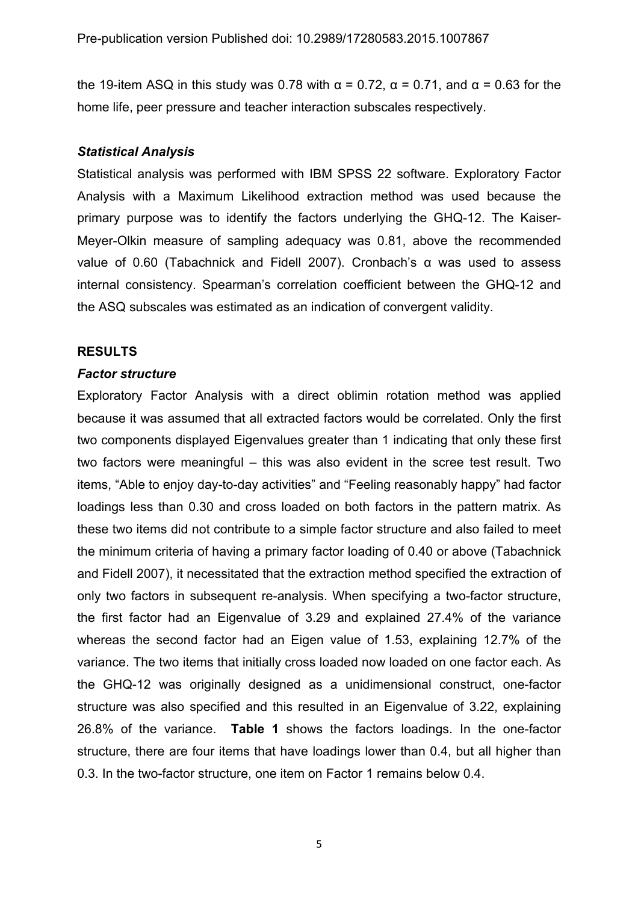the 19-item ASQ in this study was 0.78 with α = 0.72, α = 0.71, and α = 0.63 for the home life, peer pressure and teacher interaction subscales respectively.

### *Statistical Analysis*

Statistical analysis was performed with IBM SPSS 22 software. Exploratory Factor Analysis with a Maximum Likelihood extraction method was used because the primary purpose was to identify the factors underlying the GHQ-12. The Kaiser-Meyer-Olkin measure of sampling adequacy was 0.81, above the recommended value of 0.60 (Tabachnick and Fidell 2007). Cronbach's α was used to assess internal consistency. Spearman's correlation coefficient between the GHQ-12 and the ASQ subscales was estimated as an indication of convergent validity.

## RESULTS

### *Factor structure*

Exploratory Factor Analysis with a direct oblimin rotation method was applied because it was assumed that all extracted factors would be correlated. Only the first two components displayed Eigenvalues greater than 1 indicating that only these first two factors were meaningful – this was also evident in the scree test result. Two items, "Able to enjoy day-to-day activities" and "Feeling reasonably happy" had factor loadings less than 0.30 and cross loaded on both factors in the pattern matrix. As these two items did not contribute to a simple factor structure and also failed to meet the minimum criteria of having a primary factor loading of 0.40 or above (Tabachnick and Fidell 2007), it necessitated that the extraction method specified the extraction of only two factors in subsequent re-analysis. When specifying a two-factor structure, the first factor had an Eigenvalue of 3.29 and explained 27.4% of the variance whereas the second factor had an Eigen value of 1.53, explaining 12.7% of the variance. The two items that initially cross loaded now loaded on one factor each. As the GHQ-12 was originally designed as a unidimensional construct, one-factor structure was also specified and this resulted in an Eigenvalue of 3.22, explaining 26.8% of the variance. **Table 1** shows the factors loadings. In the one-factor structure, there are four items that have loadings lower than 0.4, but all higher than 0.3. In the two-factor structure, one item on Factor 1 remains below 0.4.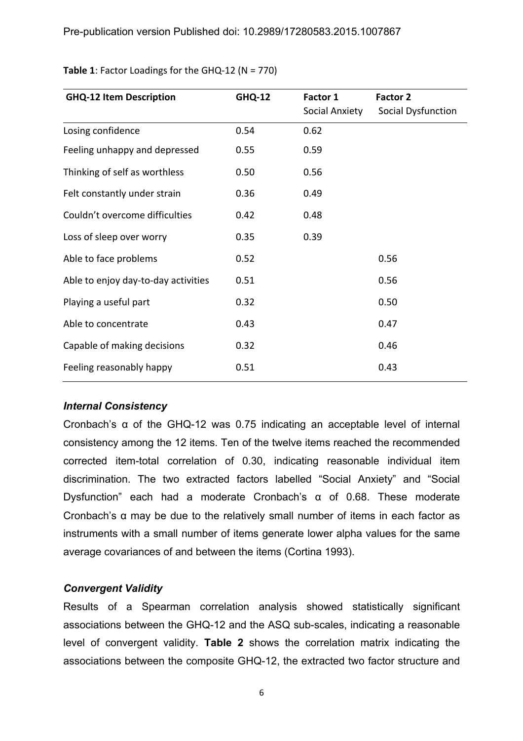**Table 1**: Factor Loadings for the GHQ-12 (N = 770)

| GHQ-12 Item Description | GHQ-12 | Factor 1<br>Social Anxiety | Factor 2<br>Social Dysfunction |
|---|---|---|---|
| Losing confidence | 0.54 | 0.62 | |
| Feeling unhappy and depressed | 0.55 | 0.59 | |
| Thinking of self as worthless | 0.50 | 0.56 | |
| Felt constantly under strain | 0.36 | 0.49 | |
| Couldn't overcome difficulties | 0.42 | 0.48 | |
| Loss of sleep over worry | 0.35 | 0.39 | |
| Able to face problems | 0.52 | | 0.56 |
| Able to enjoy day-to-day activities | 0.51 | | 0.56 |
| Playing a useful part | 0.32 | | 0.50 |
| Able to concentrate | 0.43 | | 0.47 |
| Capable of making decisions | 0.32 | | 0.46 |
| Feeling reasonably happy | 0.51 | | 0.43 |

### *Internal Consistency*

Cronbach's α of the GHQ-12 was 0.75 indicating an acceptable level of internal consistency among the 12 items. Ten of the twelve items reached the recommended corrected item-total correlation of 0.30, indicating reasonable individual item discrimination. The two extracted factors labelled "Social Anxiety" and "Social Dysfunction" each had a moderate Cronbach's α of 0.68. These moderate Cronbach's α may be due to the relatively small number of items in each factor as instruments with a small number of items generate lower alpha values for the same average covariances of and between the items (Cortina 1993).

### *Convergent Validity*

Results of a Spearman correlation analysis showed statistically significant associations between the GHQ-12 and the ASQ sub-scales, indicating a reasonable level of convergent validity. **Table 2** shows the correlation matrix indicating the associations between the composite GHQ-12, the extracted two factor structure and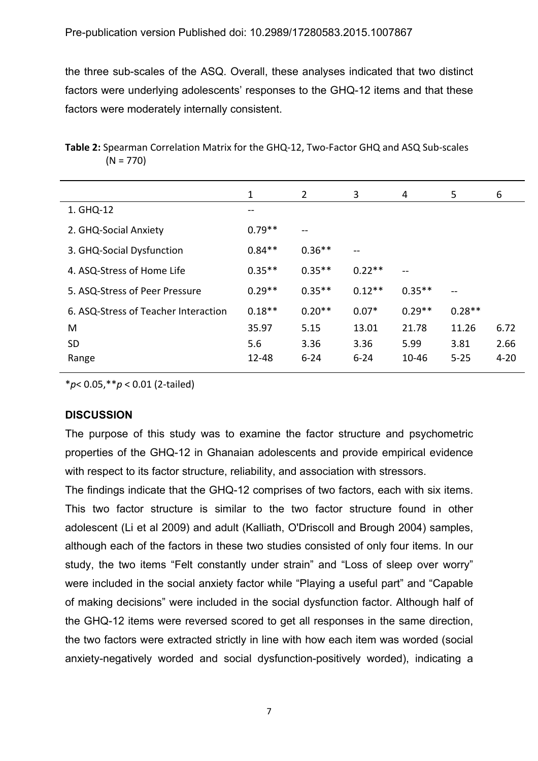the three sub-scales of the ASQ. Overall, these analyses indicated that two distinct factors were underlying adolescents' responses to the GHQ-12 items and that these factors were moderately internally consistent.

**Table 2:** Spearman Correlation Matrix for the GHQ-12, Two-Factor GHQ and ASQ Sub-scales (N = 770)

| | 1 | 2 | 3 | 4 | 5 | 6 |
|---|---|---|---|---|---|---|
| 1. GHQ-12 | -- | | | | | |
| 2. GHQ-Social Anxiety | 0.79** | -- | | | | |
| 3. GHQ-Social Dysfunction | 0.84** | 0.36** | -- | | | |
| 4. ASQ-Stress of Home Life | 0.35** | 0.35** | 0.22** | -- | | |
| 5. ASQ-Stress of Peer Pressure | 0.29** | 0.35** | 0.12** | 0.35** | -- | |
| 6. ASQ-Stress of Teacher Interaction | 0.18** | 0.20** | 0.07* | 0.29** | 0.28** | |
| M | 35.97 | 5.15 | 13.01 | 21.78 | 11.26 | 6.72 |
| SD | 5.6 | 3.36 | 3.36 | 5.99 | 3.81 | 2.66 |
| Range | 12-48 | 6-24 | 6-24 | 10-46 | 5-25 | 4-20 |

*$p < 0.05$, **$p < 0.01$ (2-tailed)

## DISCUSSION

The purpose of this study was to examine the factor structure and psychometric properties of the GHQ-12 in Ghanaian adolescents and provide empirical evidence with respect to its factor structure, reliability, and association with stressors.

The findings indicate that the GHQ-12 comprises of two factors, each with six items. This two factor structure is similar to the two factor structure found in other adolescent (Li et al 2009) and adult (Kalliath, O'Driscoll and Brough 2004) samples, although each of the factors in these two studies consisted of only four items. In our study, the two items "Felt constantly under strain" and "Loss of sleep over worry" were included in the social anxiety factor while "Playing a useful part" and "Capable of making decisions" were included in the social dysfunction factor. Although half of the GHQ-12 items were reversed scored to get all responses in the same direction, the two factors were extracted strictly in line with how each item was worded (social anxiety-negatively worded and social dysfunction-positively worded), indicating a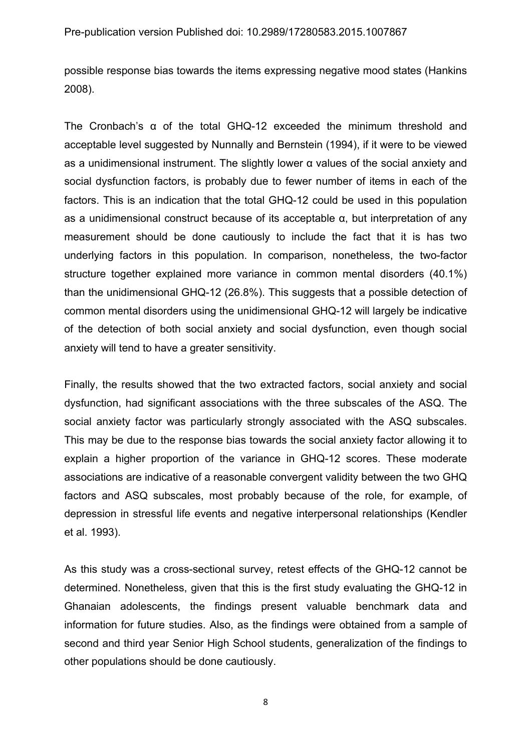possible response bias towards the items expressing negative mood states (Hankins 2008).

The Cronbach's α of the total GHQ-12 exceeded the minimum threshold and acceptable level suggested by Nunnally and Bernstein (1994), if it were to be viewed as a unidimensional instrument. The slightly lower α values of the social anxiety and social dysfunction factors, is probably due to fewer number of items in each of the factors. This is an indication that the total GHQ-12 could be used in this population as a unidimensional construct because of its acceptable α, but interpretation of any measurement should be done cautiously to include the fact that it is has two underlying factors in this population. In comparison, nonetheless, the two-factor structure together explained more variance in common mental disorders (40.1%) than the unidimensional GHQ-12 (26.8%). This suggests that a possible detection of common mental disorders using the unidimensional GHQ-12 will largely be indicative of the detection of both social anxiety and social dysfunction, even though social anxiety will tend to have a greater sensitivity.

Finally, the results showed that the two extracted factors, social anxiety and social dysfunction, had significant associations with the three subscales of the ASQ. The social anxiety factor was particularly strongly associated with the ASQ subscales. This may be due to the response bias towards the social anxiety factor allowing it to explain a higher proportion of the variance in GHQ-12 scores. These moderate associations are indicative of a reasonable convergent validity between the two GHQ factors and ASQ subscales, most probably because of the role, for example, of depression in stressful life events and negative interpersonal relationships (Kendler et al. 1993).

As this study was a cross-sectional survey, retest effects of the GHQ-12 cannot be determined. Nonetheless, given that this is the first study evaluating the GHQ-12 in Ghanaian adolescents, the findings present valuable benchmark data and information for future studies. Also, as the findings were obtained from a sample of second and third year Senior High School students, generalization of the findings to other populations should be done cautiously.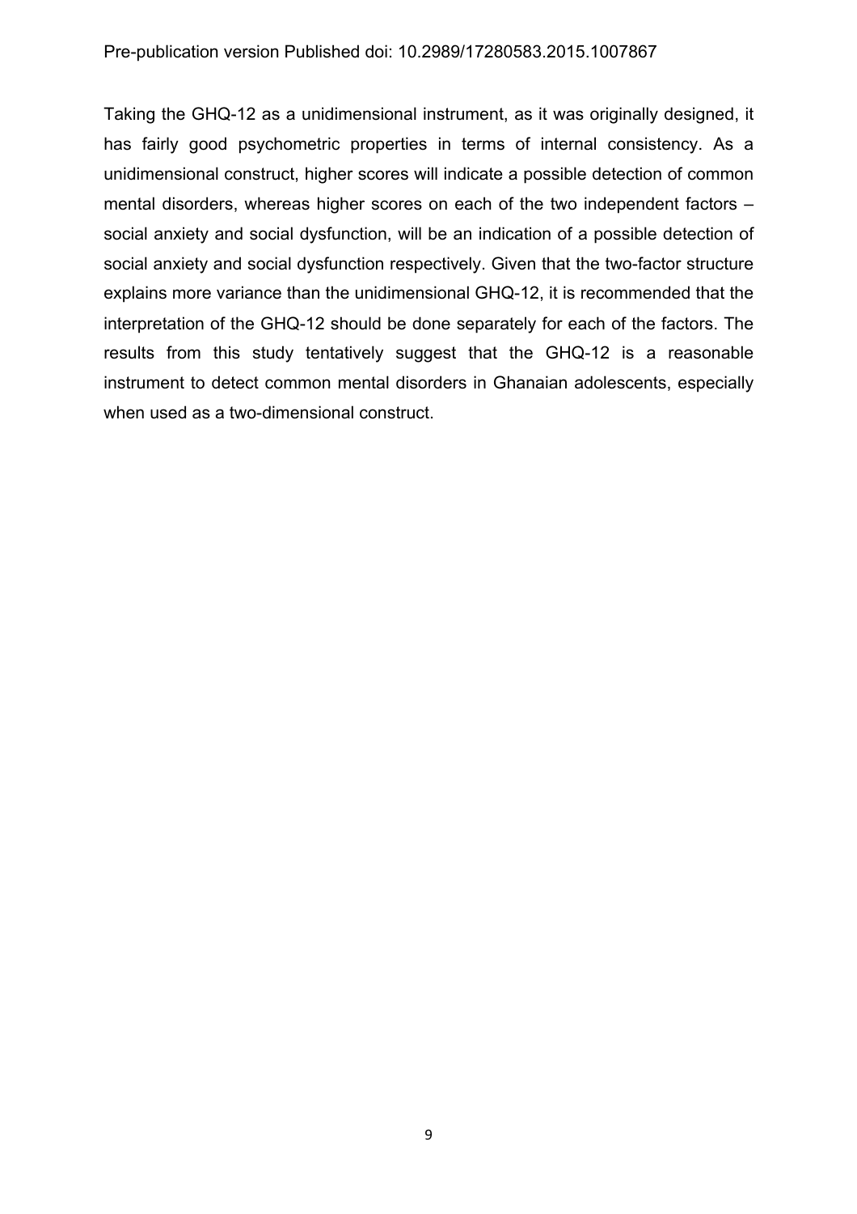Taking the GHQ-12 as a unidimensional instrument, as it was originally designed, it has fairly good psychometric properties in terms of internal consistency. As a unidimensional construct, higher scores will indicate a possible detection of common mental disorders, whereas higher scores on each of the two independent factors – social anxiety and social dysfunction, will be an indication of a possible detection of social anxiety and social dysfunction respectively. Given that the two-factor structure explains more variance than the unidimensional GHQ-12, it is recommended that the interpretation of the GHQ-12 should be done separately for each of the factors. The results from this study tentatively suggest that the GHQ-12 is a reasonable instrument to detect common mental disorders in Ghanaian adolescents, especially when used as a two-dimensional construct.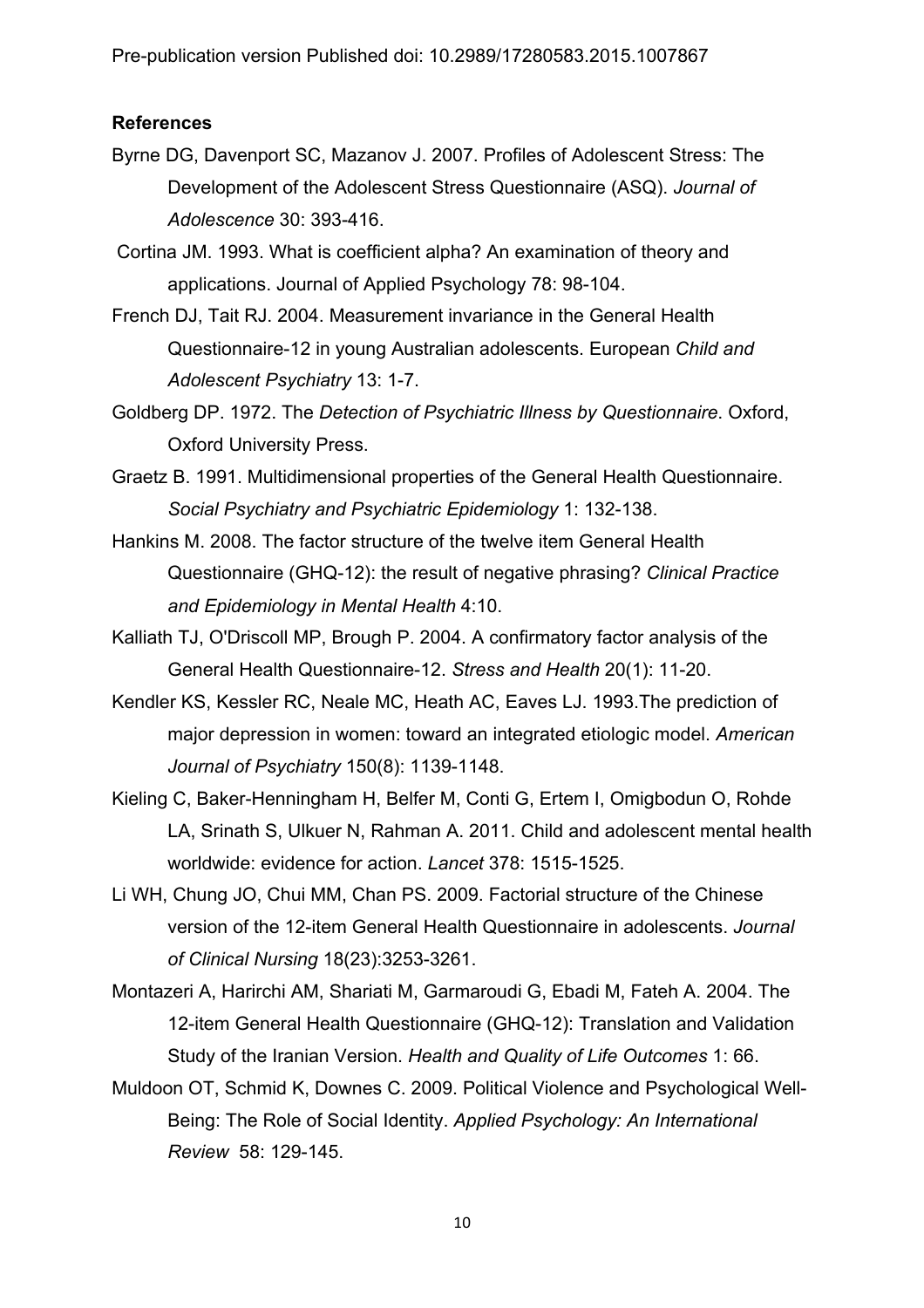**References**

Byrne DG, Davenport SC, Mazanov J. 2007. Profiles of Adolescent Stress: The Development of the Adolescent Stress Questionnaire (ASQ). *Journal of Adolescence* 30: 393-416.

Cortina JM. 1993. What is coefficient alpha? An examination of theory and applications. Journal of Applied Psychology 78: 98-104.

French DJ, Tait RJ. 2004. Measurement invariance in the General Health Questionnaire-12 in young Australian adolescents. European *Child and Adolescent Psychiatry* 13: 1-7.

Goldberg DP. 1972. The *Detection of Psychiatric Illness by Questionnaire*. Oxford, Oxford University Press.

Graetz B. 1991. Multidimensional properties of the General Health Questionnaire. *Social Psychiatry and Psychiatric Epidemiology* 1: 132-138.

Hankins M. 2008. The factor structure of the twelve item General Health Questionnaire (GHQ-12): the result of negative phrasing? *Clinical Practice and Epidemiology in Mental Health* 4:10.

Kalliath TJ, O'Driscoll MP, Brough P. 2004. A confirmatory factor analysis of the General Health Questionnaire-12. *Stress and Health* 20(1): 11-20.

Kendler KS, Kessler RC, Neale MC, Heath AC, Eaves LJ. 1993.The prediction of major depression in women: toward an integrated etiologic model. *American Journal of Psychiatry* 150(8): 1139-1148.

Kieling C, Baker-Henningham H, Belfer M, Conti G, Ertem I, Omigbodun O, Rohde LA, Srinath S, Ulkuer N, Rahman A. 2011. Child and adolescent mental health worldwide: evidence for action. *Lancet* 378: 1515-1525.

Li WH, Chung JO, Chui MM, Chan PS. 2009. Factorial structure of the Chinese version of the 12-item General Health Questionnaire in adolescents. *Journal of Clinical Nursing* 18(23):3253-3261.

Montazeri A, Harirchi AM, Shariati M, Garmaroudi G, Ebadi M, Fateh A. 2004. The 12-item General Health Questionnaire (GHQ-12): Translation and Validation Study of the Iranian Version. *Health and Quality of Life Outcomes* 1: 66.

Muldoon OT, Schmid K, Downes C. 2009. Political Violence and Psychological Well-Being: The Role of Social Identity. *Applied Psychology: An International Review* 58: 129-145.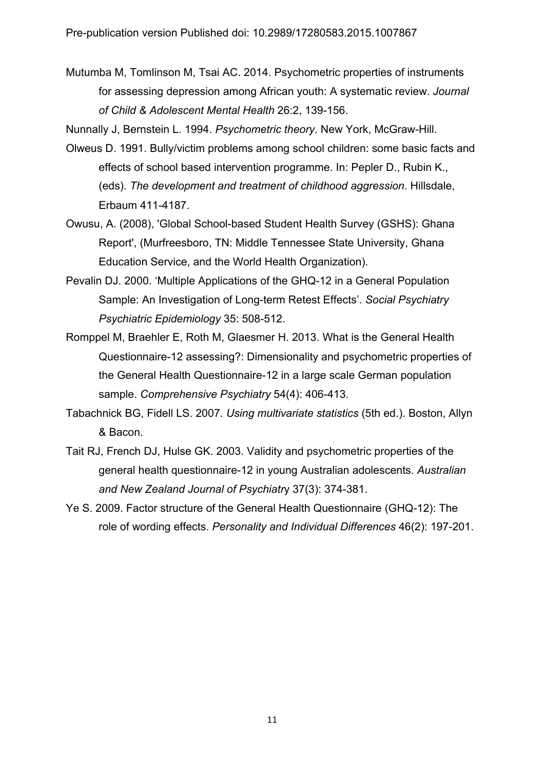Mutumba M, Tomlinson M, Tsai AC. 2014. Psychometric properties of instruments for assessing depression among African youth: A systematic review. *Journal of Child & Adolescent Mental Health* 26:2, 139-156.

Nunnally J, Bernstein L. 1994. *Psychometric theory*. New York, McGraw-Hill.

Olweus D. 1991. Bully/victim problems among school children: some basic facts and effects of school based intervention programme. In: Pepler D., Rubin K., (eds). *The development and treatment of childhood aggression*. Hillsdale, Erbaum 411-4187.

Owusu, A. (2008), 'Global School-based Student Health Survey (GSHS): Ghana Report', (Murfreesboro, TN: Middle Tennessee State University, Ghana Education Service, and the World Health Organization).

Pevalin DJ. 2000. 'Multiple Applications of the GHQ-12 in a General Population Sample: An Investigation of Long-term Retest Effects'. *Social Psychiatry Psychiatric Epidemiology* 35: 508-512.

Romppel M, Braehler E, Roth M, Glaesmer H. 2013. What is the General Health Questionnaire-12 assessing?: Dimensionality and psychometric properties of the General Health Questionnaire-12 in a large scale German population sample. *Comprehensive Psychiatry* 54(4): 406-413.

Tabachnick BG, Fidell LS. 2007. *Using multivariate statistics* (5th ed.). Boston, Allyn & Bacon.

Tait RJ, French DJ, Hulse GK. 2003. Validity and psychometric properties of the general health questionnaire-12 in young Australian adolescents. *Australian and New Zealand Journal of Psychiatry* 37(3): 374-381.

Ye S. 2009. Factor structure of the General Health Questionnaire (GHQ-12): The role of wording effects. *Personality and Individual Differences* 46(2): 197-201.